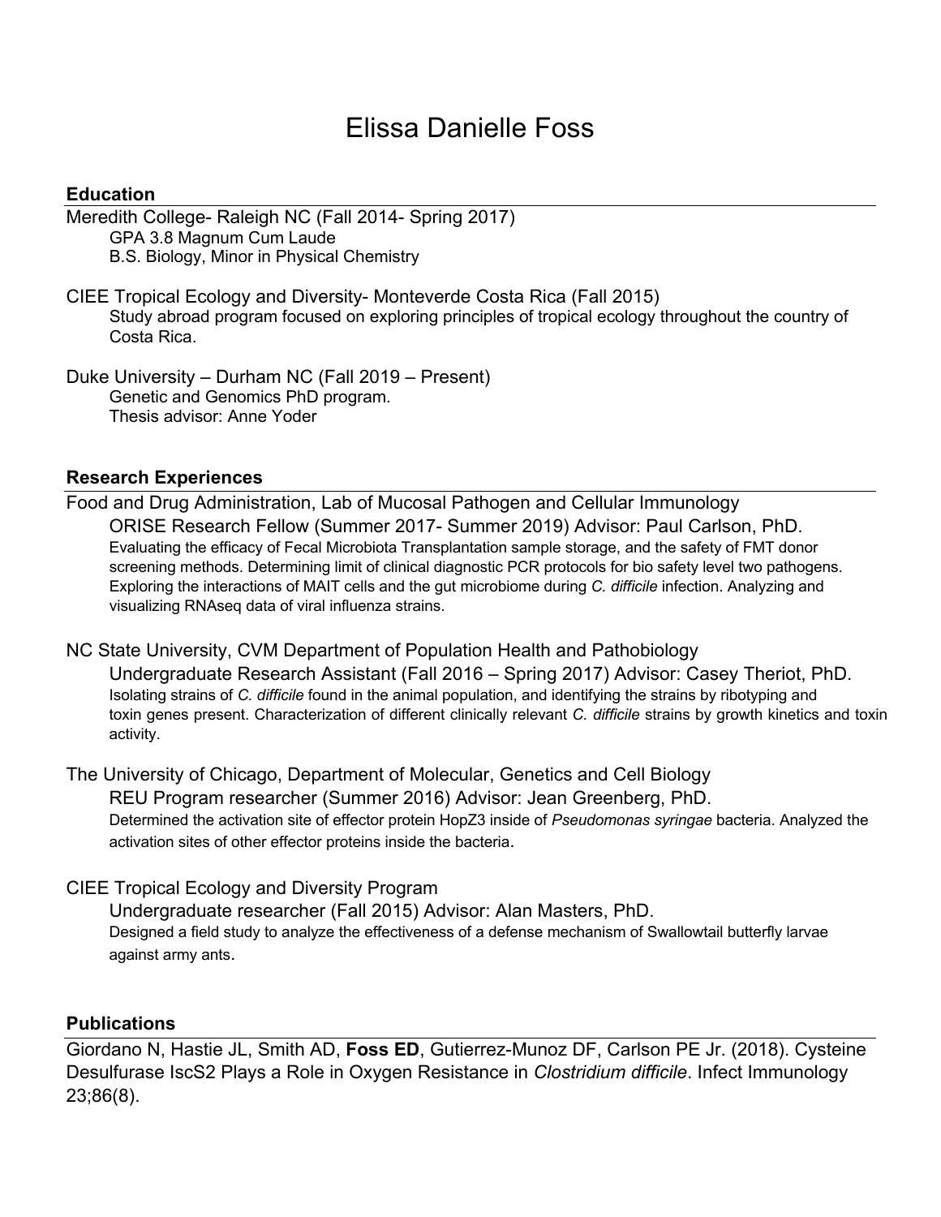# Elissa Danielle Foss

## Education

Meredith College- Raleigh NC (Fall 2014- Spring 2017)
- GPA 3.8 Magnum Cum Laude
- B.S. Biology, Minor in Physical Chemistry

CIEE Tropical Ecology and Diversity- Monteverde Costa Rica (Fall 2015)
- Study abroad program focused on exploring principles of tropical ecology throughout the country of Costa Rica.

Duke University – Durham NC (Fall 2019 – Present)
- Genetic and Genomics PhD program.
- Thesis advisor: Anne Yoder

## Research Experiences

Food and Drug Administration, Lab of Mucosal Pathogen and Cellular Immunology

ORISE Research Fellow (Summer 2017- Summer 2019) Advisor: Paul Carlson, PhD.

Evaluating the efficacy of Fecal Microbiota Transplantation sample storage, and the safety of FMT donor screening methods. Determining limit of clinical diagnostic PCR protocols for bio safety level two pathogens. Exploring the interactions of MAIT cells and the gut microbiome during *C. difficile* infection. Analyzing and visualizing RNAseq data of viral influenza strains.

NC State University, CVM Department of Population Health and Pathobiology

Undergraduate Research Assistant (Fall 2016 – Spring 2017) Advisor: Casey Theriot, PhD.

Isolating strains of *C. difficile* found in the animal population, and identifying the strains by ribotyping and toxin genes present. Characterization of different clinically relevant *C. difficile* strains by growth kinetics and toxin activity.

The University of Chicago, Department of Molecular, Genetics and Cell Biology

REU Program researcher (Summer 2016) Advisor: Jean Greenberg, PhD.

Determined the activation site of effector protein HopZ3 inside of *Pseudomonas syringae* bacteria. Analyzed the activation sites of other effector proteins inside the bacteria.

CIEE Tropical Ecology and Diversity Program

Undergraduate researcher (Fall 2015) Advisor: Alan Masters, PhD.

Designed a field study to analyze the effectiveness of a defense mechanism of Swallowtail butterfly larvae against army ants.

## Publications

Giordano N, Hastie JL, Smith AD, **Foss ED**, Gutierrez-Munoz DF, Carlson PE Jr. (2018). Cysteine Desulfurase IscS2 Plays a Role in Oxygen Resistance in *Clostridium difficile*. Infect Immunology 23;86(8).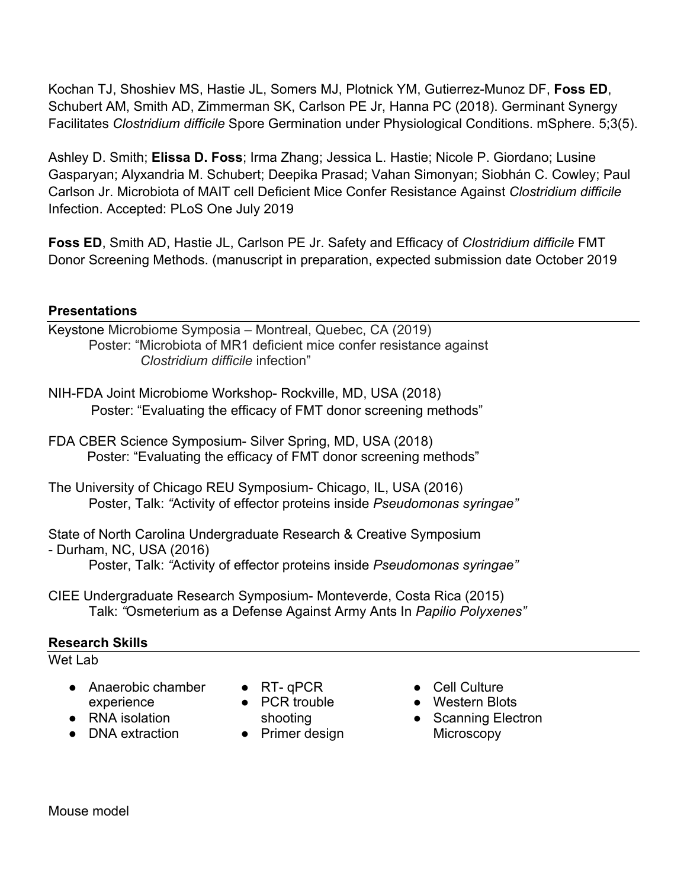Kochan TJ, Shoshiev MS, Hastie JL, Somers MJ, Plotnick YM, Gutierrez-Munoz DF, **Foss ED**, Schubert AM, Smith AD, Zimmerman SK, Carlson PE Jr, Hanna PC (2018). Germinant Synergy Facilitates *Clostridium difficile* Spore Germination under Physiological Conditions. mSphere. 5;3(5).

Ashley D. Smith; **Elissa D. Foss**; Irma Zhang; Jessica L. Hastie; Nicole P. Giordano; Lusine Gasparyan; Alyxandria M. Schubert; Deepika Prasad; Vahan Simonyan; Siobhán C. Cowley; Paul Carlson Jr. Microbiota of MAIT cell Deficient Mice Confer Resistance Against *Clostridium difficile* Infection. Accepted: PLoS One July 2019

**Foss ED**, Smith AD, Hastie JL, Carlson PE Jr. Safety and Efficacy of *Clostridium difficile* FMT Donor Screening Methods. (manuscript in preparation, expected submission date October 2019

## Presentations

Keystone Microbiome Symposia – Montreal, Quebec, CA (2019)
Poster: "Microbiota of MR1 deficient mice confer resistance against *Clostridium difficile* infection"

NIH-FDA Joint Microbiome Workshop- Rockville, MD, USA (2018)
Poster: "Evaluating the efficacy of FMT donor screening methods"

FDA CBER Science Symposium- Silver Spring, MD, USA (2018)
Poster: "Evaluating the efficacy of FMT donor screening methods"

The University of Chicago REU Symposium- Chicago, IL, USA (2016)
Poster, Talk: "Activity of effector proteins inside *Pseudomonas syringae*"

State of North Carolina Undergraduate Research & Creative Symposium - Durham, NC, USA (2016)
Poster, Talk: "Activity of effector proteins inside *Pseudomonas syringae*"

CIEE Undergraduate Research Symposium- Monteverde, Costa Rica (2015)
Talk: "Osmeterium as a Defense Against Army Ants In *Papilio Polyxenes*"

## Research Skills

Wet Lab

- Anaerobic chamber experience
- RNA isolation
- DNA extraction
- RT- qPCR
- PCR trouble shooting
- Primer design
- Cell Culture
- Western Blots
- Scanning Electron Microscopy

Mouse model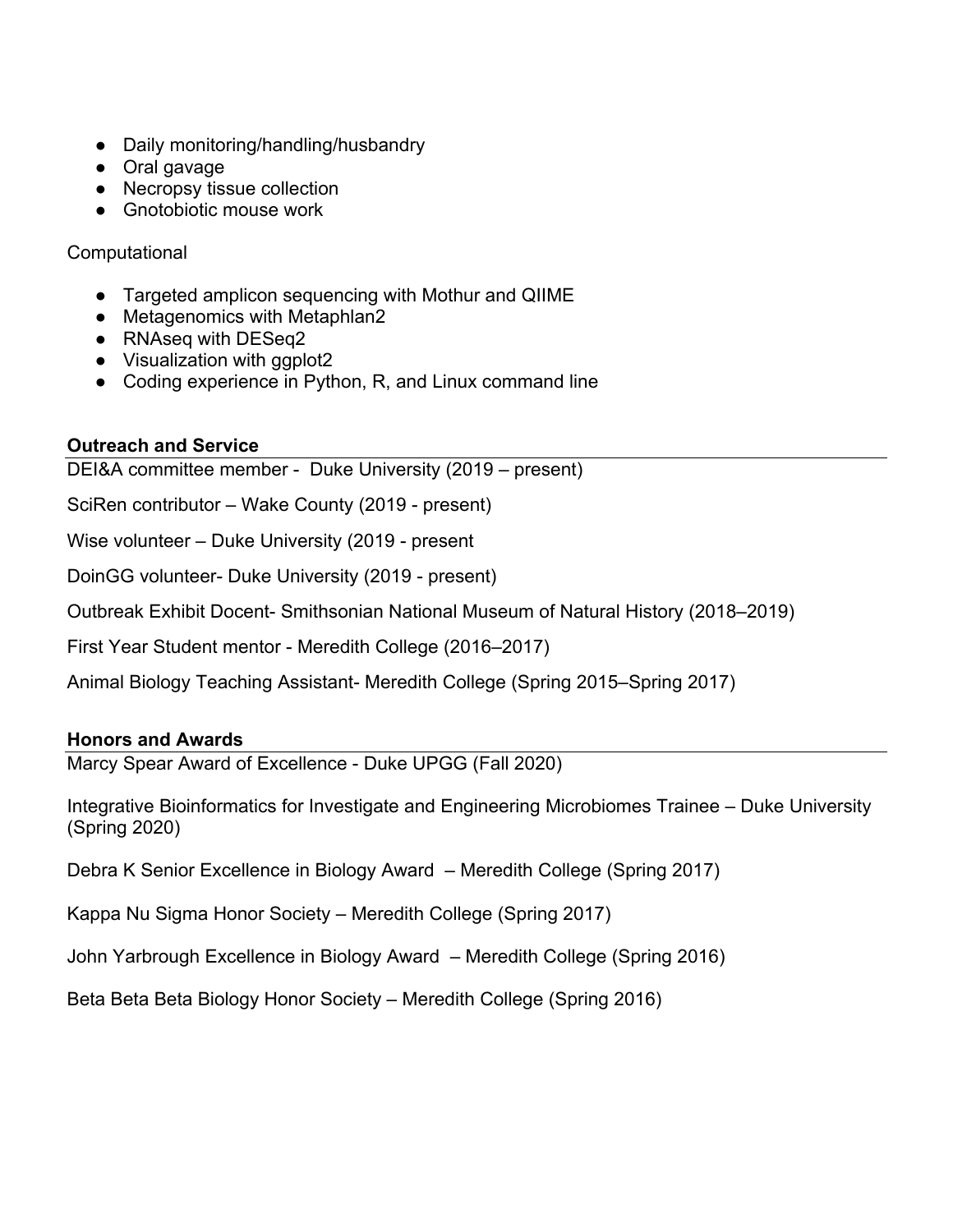- Daily monitoring/handling/husbandry
- Oral gavage
- Necropsy tissue collection
- Gnotobiotic mouse work

Computational

- Targeted amplicon sequencing with Mothur and QIIME
- Metagenomics with Metaphlan2
- RNAseq with DESeq2
- Visualization with ggplot2
- Coding experience in Python, R, and Linux command line

## Outreach and Service

DEI&A committee member - Duke University (2019 – present)

SciRen contributor – Wake County (2019 - present)

Wise volunteer – Duke University (2019 - present

DoinGG volunteer- Duke University (2019 - present)

Outbreak Exhibit Docent- Smithsonian National Museum of Natural History (2018–2019)

First Year Student mentor - Meredith College (2016–2017)

Animal Biology Teaching Assistant- Meredith College (Spring 2015–Spring 2017)

## Honors and Awards

Marcy Spear Award of Excellence - Duke UPGG (Fall 2020)

Integrative Bioinformatics for Investigate and Engineering Microbiomes Trainee – Duke University (Spring 2020)

Debra K Senior Excellence in Biology Award – Meredith College (Spring 2017)

Kappa Nu Sigma Honor Society – Meredith College (Spring 2017)

John Yarbrough Excellence in Biology Award – Meredith College (Spring 2016)

Beta Beta Beta Biology Honor Society – Meredith College (Spring 2016)